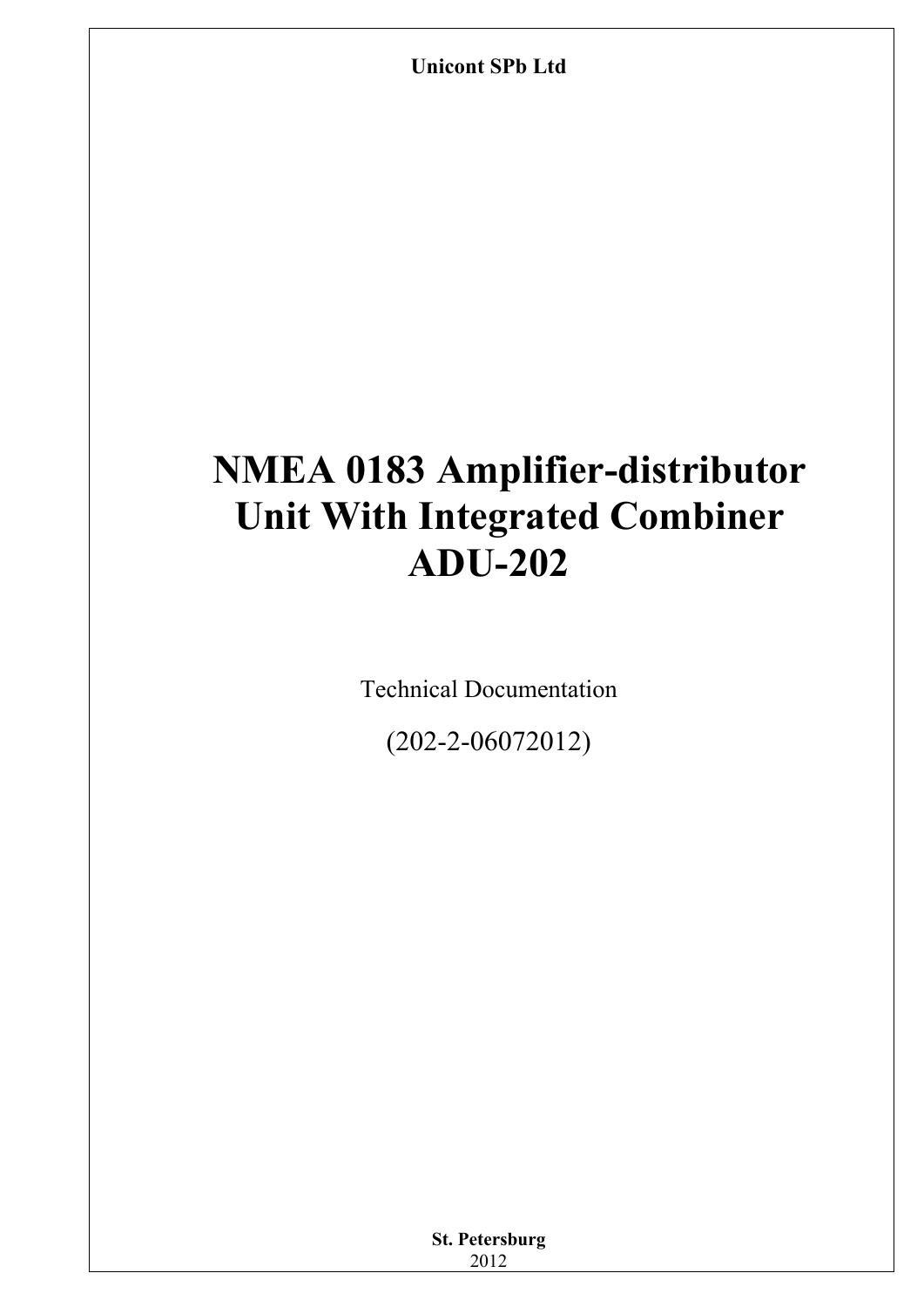**Unicont SPb Ltd**

# NMEA 0183 Amplifier-distributor Unit With Integrated Combiner ADU-202

Technical Documentation

(202-2-06072012)

**St. Petersburg**
2012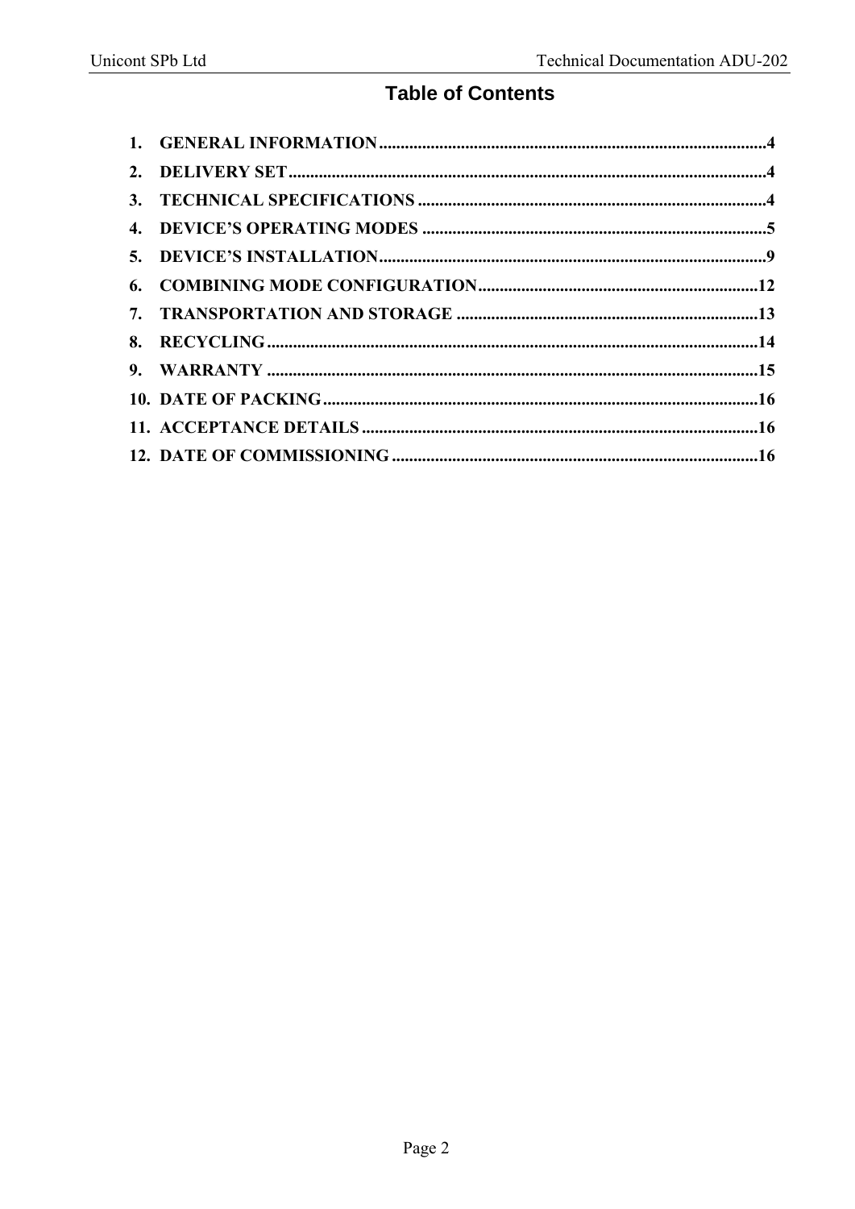# Table of Contents

1. GENERAL INFORMATION ........................................................................................4
2. DELIVERY SET..............................................................................................................4
3. TECHNICAL SPECIFICATIONS ..................................................................................4
4. DEVICE'S OPERATING MODES ..................................................................................5
5. DEVICE'S INSTALLATION...........................................................................................9
6. COMBINING MODE CONFIGURATION.................................................................12
7. TRANSPORTATION AND STORAGE .......................................................................13
8. RECYCLING..................................................................................................................14
9. WARRANTY ..................................................................................................................15
10. DATE OF PACKING.....................................................................................................16
11. ACCEPTANCE DETAILS ............................................................................................16
12. DATE OF COMMISSIONING .....................................................................................16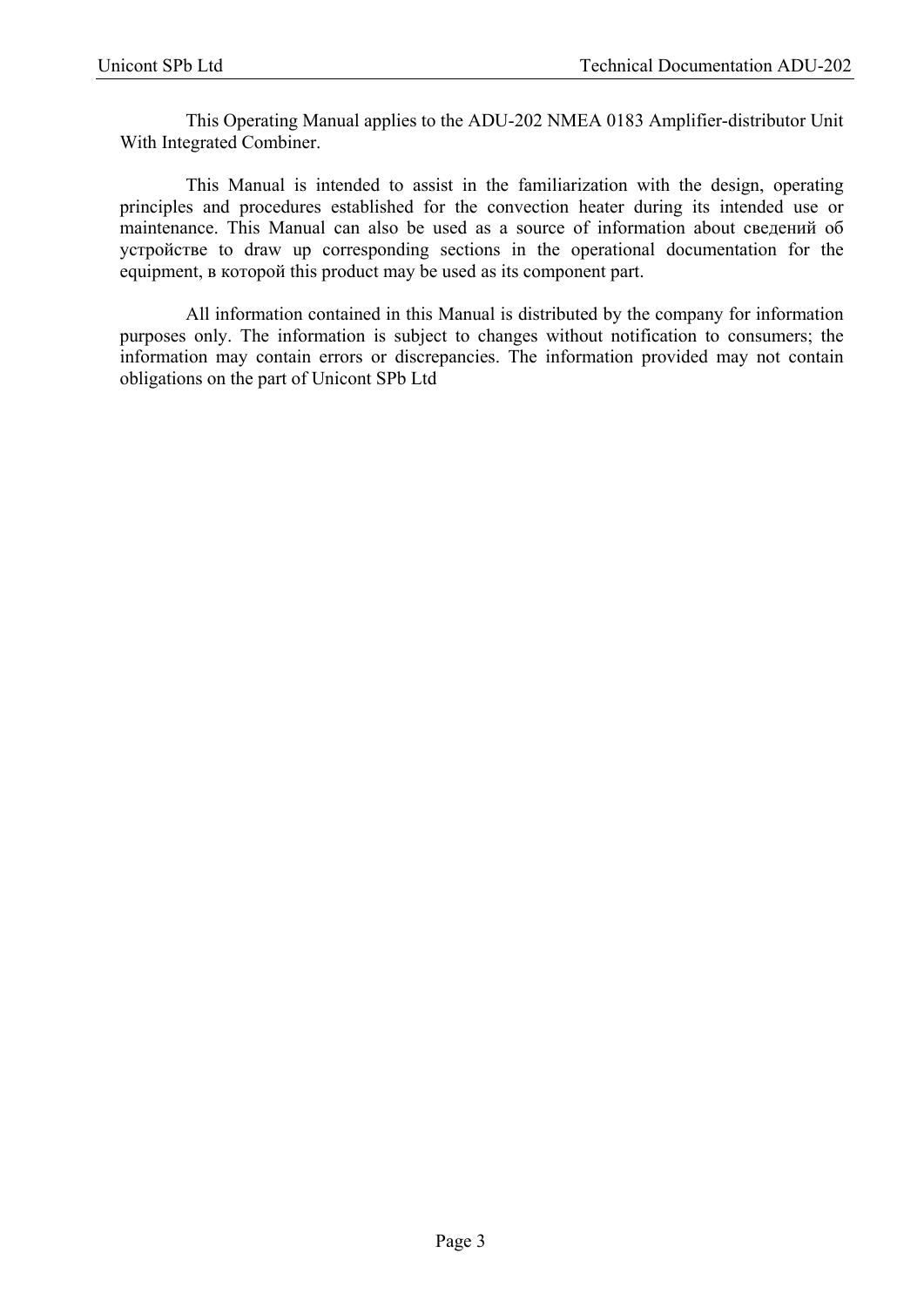This Operating Manual applies to the ADU-202 NMEA 0183 Amplifier-distributor Unit With Integrated Combiner.

This Manual is intended to assist in the familiarization with the design, operating principles and procedures established for the convection heater during its intended use or maintenance. This Manual can also be used as a source of information about сведений об устройстве to draw up corresponding sections in the operational documentation for the equipment, в которой this product may be used as its component part.

All information contained in this Manual is distributed by the company for information purposes only. The information is subject to changes without notification to consumers; the information may contain errors or discrepancies. The information provided may not contain obligations on the part of Unicont SPb Ltd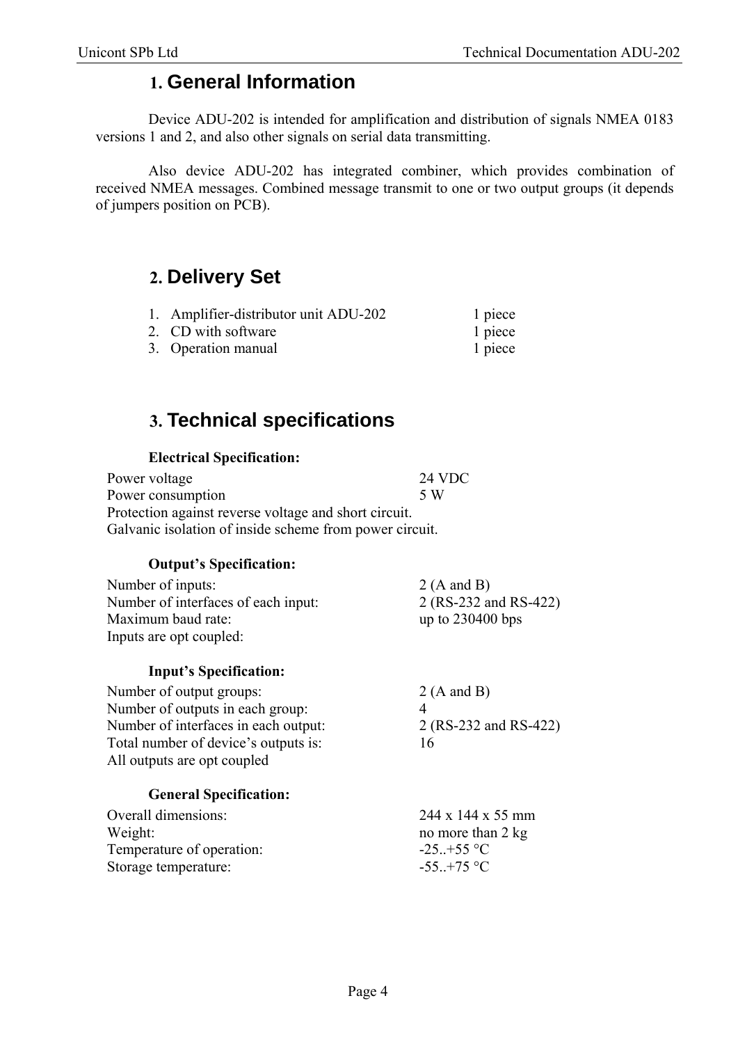## 1. General Information

Device ADU-202 is intended for amplification and distribution of signals NMEA 0183 versions 1 and 2, and also other signals on serial data transmitting.

Also device ADU-202 has integrated combiner, which provides combination of received NMEA messages. Combined message transmit to one or two output groups (it depends of jumpers position on PCB).

## 2. Delivery Set

1. Amplifier-distributor unit ADU-202 — 1 piece
2. CD with software — 1 piece
3. Operation manual — 1 piece

## 3. Technical specifications

**Electrical Specification:**

| | |
|---|---|
| Power voltage | 24 VDC |
| Power consumption | 5 W |

Protection against reverse voltage and short circuit.
Galvanic isolation of inside scheme from power circuit.

**Output's Specification:**

| | |
|---|---|
| Number of inputs: | 2 (A and B) |
| Number of interfaces of each input: | 2 (RS-232 and RS-422) |
| Maximum baud rate: | up to 230400 bps |
| Inputs are opt coupled: | |

**Input's Specification:**

| | |
|---|---|
| Number of output groups: | 2 (A and B) |
| Number of outputs in each group: | 4 |
| Number of interfaces in each output: | 2 (RS-232 and RS-422) |
| Total number of device's outputs is: | 16 |
| All outputs are opt coupled | |

**General Specification:**

| | |
|---|---|
| Overall dimensions: | 244 x 144 x 55 mm |
| Weight: | no more than 2 kg |
| Temperature of operation: | -25..+55 °C |
| Storage temperature: | -55..+75 °C |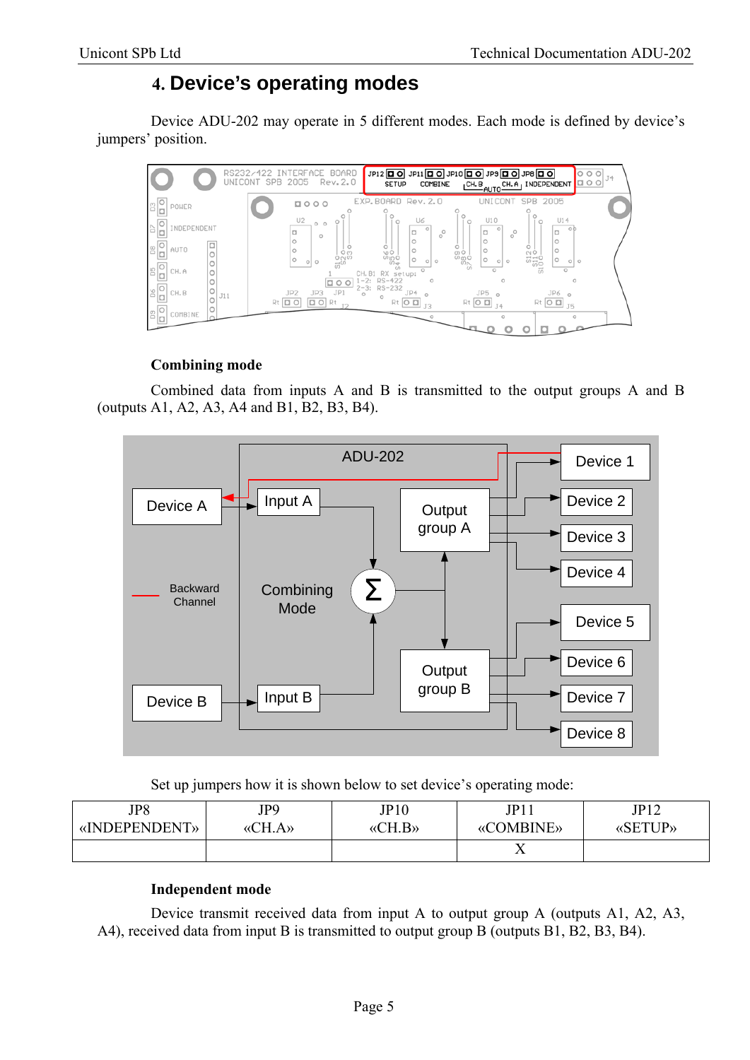# 4. Device's operating modes

Device ADU-202 may operate in 5 different modes. Each mode is defined by device's jumpers' position.

### Combining mode

Combined data from inputs A and B is transmitted to the output groups A and B (outputs A1, A2, A3, A4 and B1, B2, B3, B4).

Set up jumpers how it is shown below to set device's operating mode:

| JP8 «INDEPENDENT» | JP9 «CH.A» | JP10 «CH.B» | JP11 «COMBINE» | JP12 «SETUP» |
|---|---|---|---|---|
| | | | X | |

### Independent mode

Device transmit received data from input A to output group A (outputs A1, A2, A3, A4), received data from input B is transmitted to output group B (outputs B1, B2, B3, B4).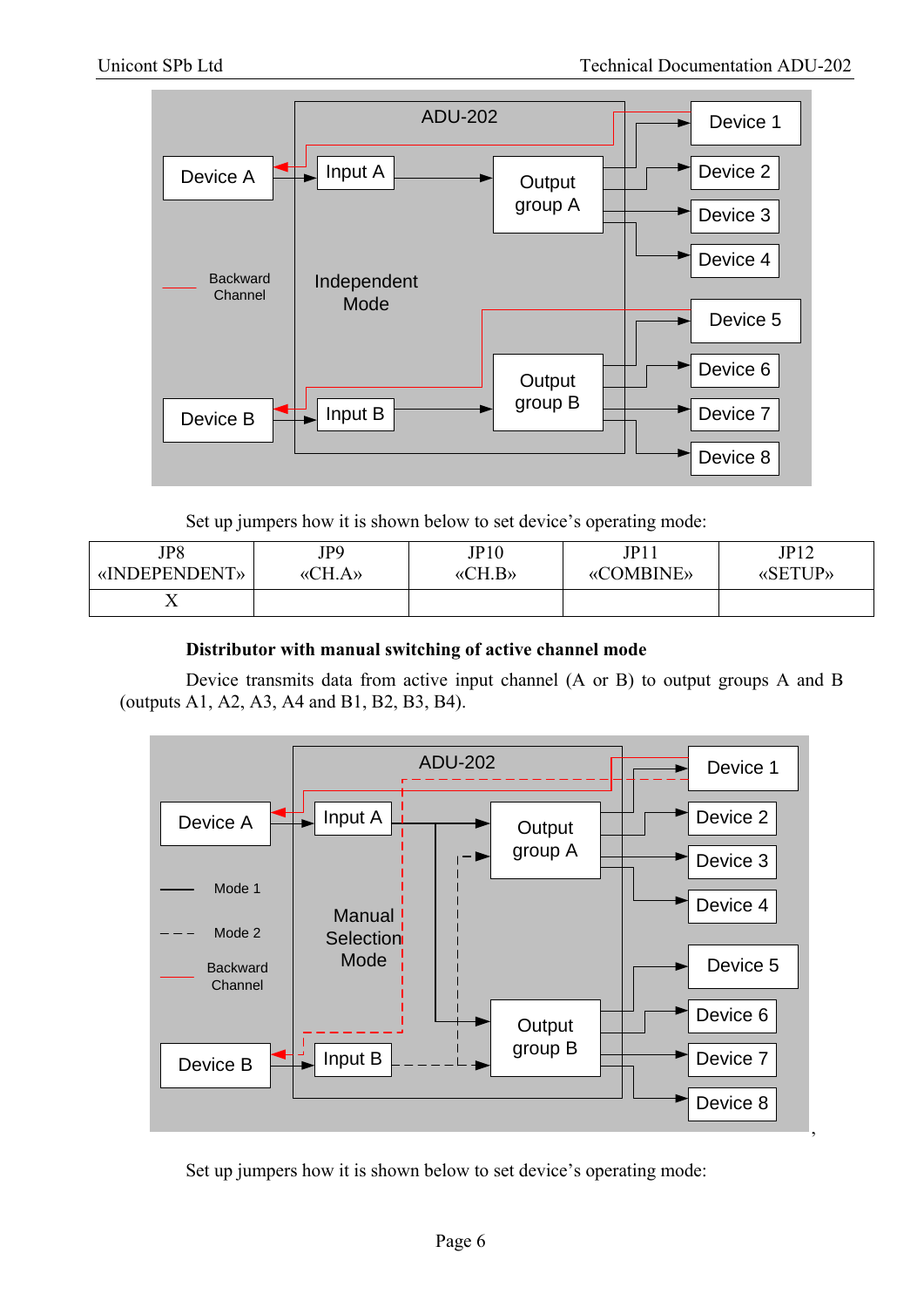Set up jumpers how it is shown below to set device's operating mode:

| JP8 «INDEPENDENT» | JP9 «CH.A» | JP10 «CH.B» | JP11 «COMBINE» | JP12 «SETUP» |
|---|---|---|---|---|
| X | | | | |

**Distributor with manual switching of active channel mode**

Device transmits data from active input channel (A or B) to output groups A and B (outputs A1, A2, A3, A4 and B1, B2, B3, B4).

Set up jumpers how it is shown below to set device's operating mode: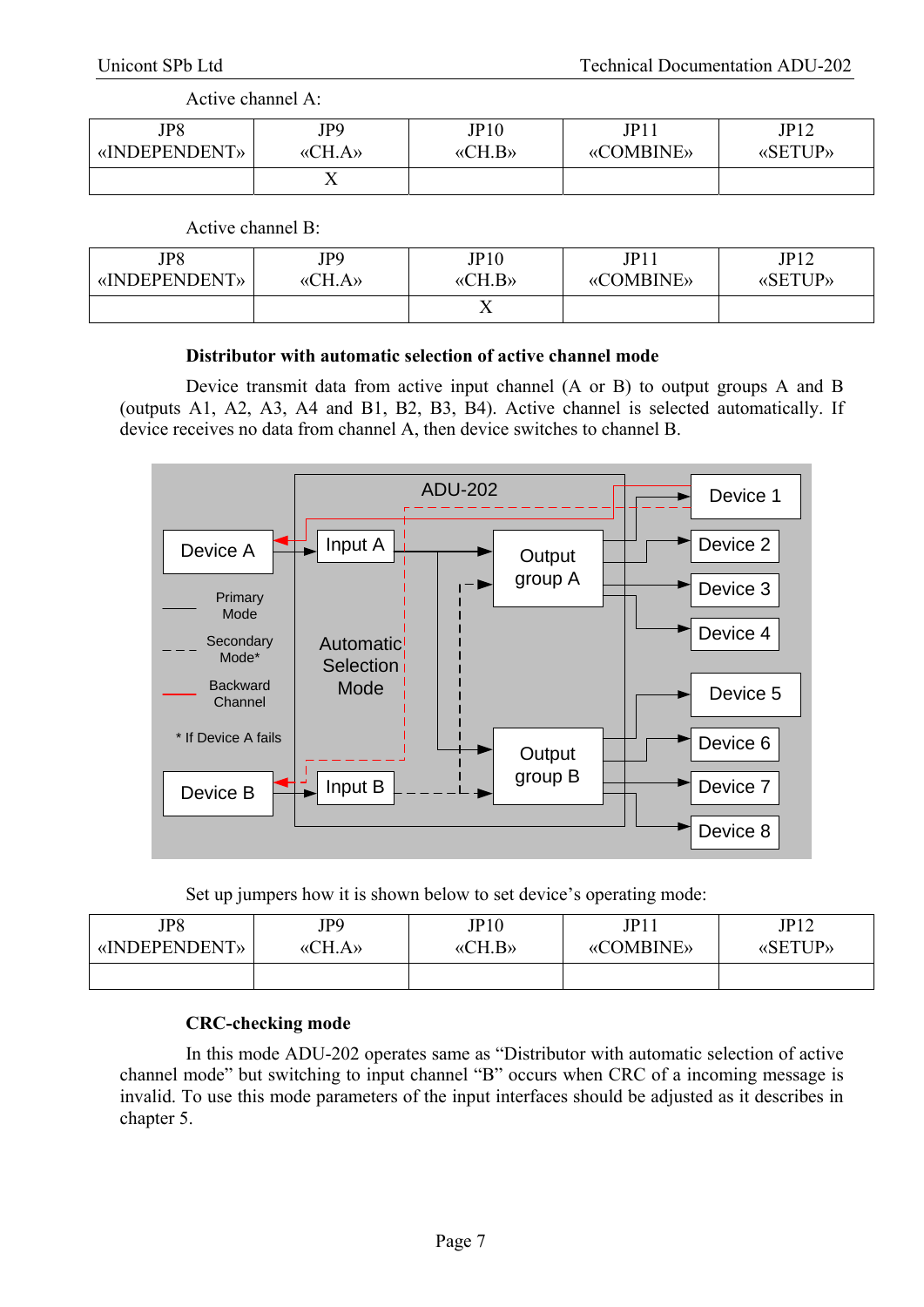Active channel A:

| JP8 «INDEPENDENT» | JP9 «CH.A» | JP10 «CH.B» | JP11 «COMBINE» | JP12 «SETUP» |
|---|---|---|---|---|
| | X | | | |

Active channel B:

| JP8 «INDEPENDENT» | JP9 «CH.A» | JP10 «CH.B» | JP11 «COMBINE» | JP12 «SETUP» |
|---|---|---|---|---|
| | | X | | |

**Distributor with automatic selection of active channel mode**

Device transmit data from active input channel (A or B) to output groups A and B (outputs A1, A2, A3, A4 and B1, B2, B3, B4). Active channel is selected automatically. If device receives no data from channel A, then device switches to channel B.

Set up jumpers how it is shown below to set device's operating mode:

| JP8 «INDEPENDENT» | JP9 «CH.A» | JP10 «CH.B» | JP11 «COMBINE» | JP12 «SETUP» |
|---|---|---|---|---|
| | | | | |

**CRC-checking mode**

In this mode ADU-202 operates same as "Distributor with automatic selection of active channel mode" but switching to input channel "B" occurs when CRC of a incoming message is invalid. To use this mode parameters of the input interfaces should be adjusted as it describes in chapter 5.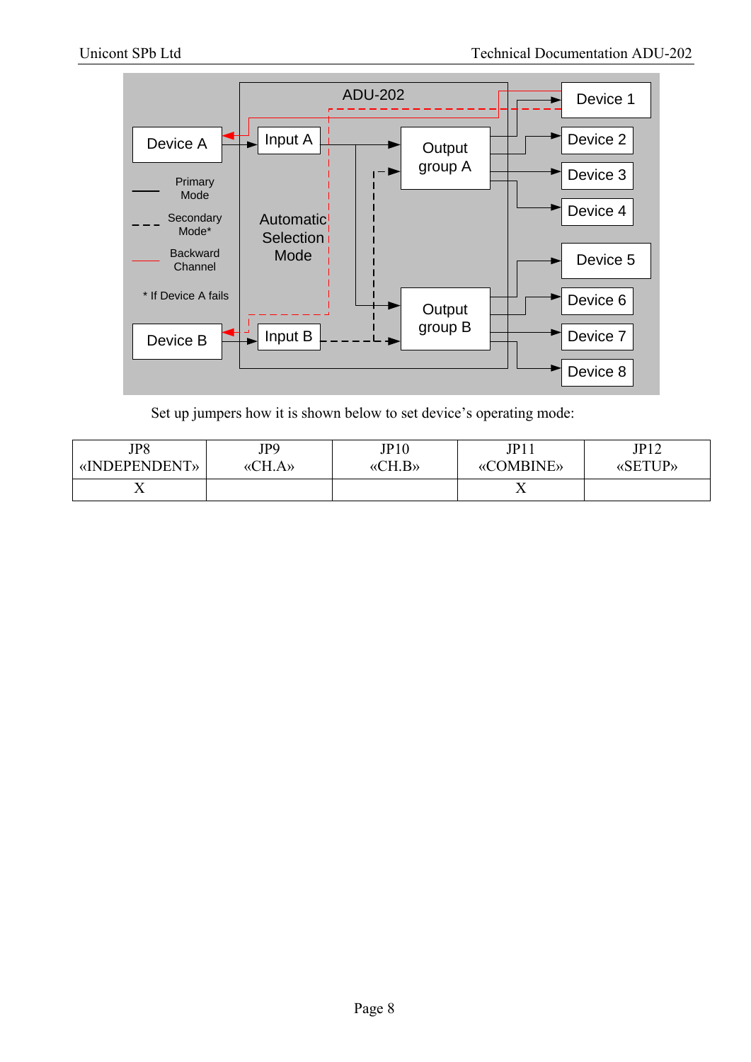Set up jumpers how it is shown below to set device's operating mode:

| JP8 «INDEPENDENT» | JP9 «CH.A» | JP10 «CH.B» | JP11 «COMBINE» | JP12 «SETUP» |
|---|---|---|---|---|
| X | | | X | |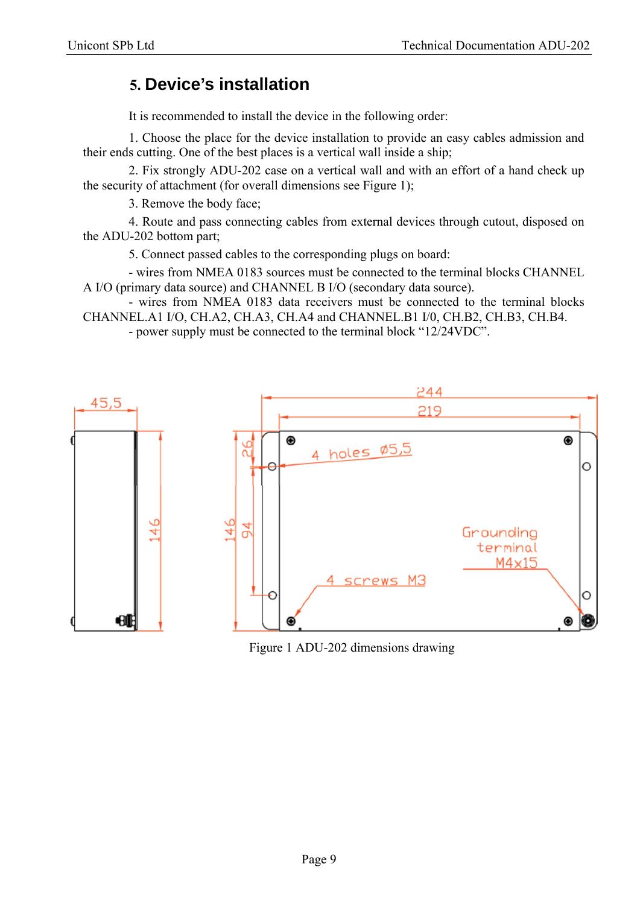## 5. Device's installation

It is recommended to install the device in the following order:

1. Choose the place for the device installation to provide an easy cables admission and their ends cutting. One of the best places is a vertical wall inside a ship;

2. Fix strongly ADU-202 case on a vertical wall and with an effort of a hand check up the security of attachment (for overall dimensions see Figure 1);

3. Remove the body face;

4. Route and pass connecting cables from external devices through cutout, disposed on the ADU-202 bottom part;

5. Connect passed cables to the corresponding plugs on board:

- wires from NMEA 0183 sources must be connected to the terminal blocks CHANNEL A I/O (primary data source) and CHANNEL B I/O (secondary data source).
- wires from NMEA 0183 data receivers must be connected to the terminal blocks CHANNEL.A1 I/O, CH.A2, CH.A3, CH.A4 and CHANNEL.B1 I/0, CH.B2, CH.B3, CH.B4.
- power supply must be connected to the terminal block "12/24VDC".

Figure 1 ADU-202 dimensions drawing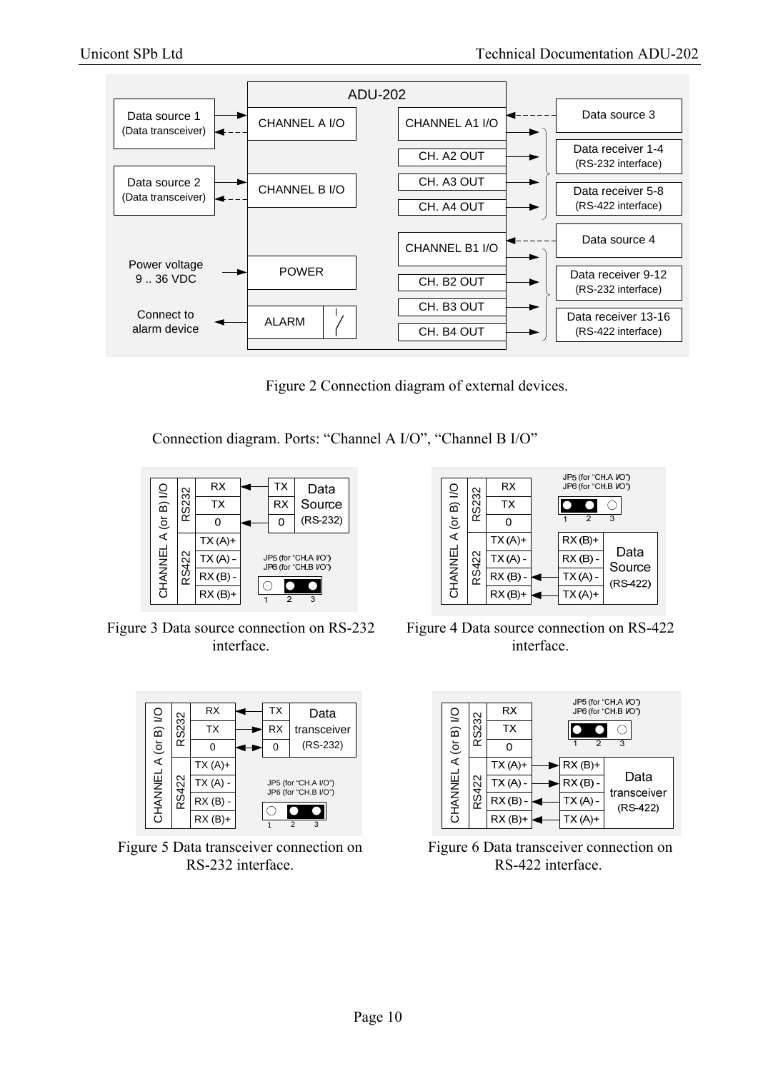Figure 2 Connection diagram of external devices.

Connection diagram. Ports: “Channel A I/O”, “Channel B I/O”

Figure 3 Data source connection on RS-232 interface.

Figure 4 Data source connection on RS-422 interface.

Figure 5 Data transceiver connection on RS-232 interface.

Figure 6 Data transceiver connection on RS-422 interface.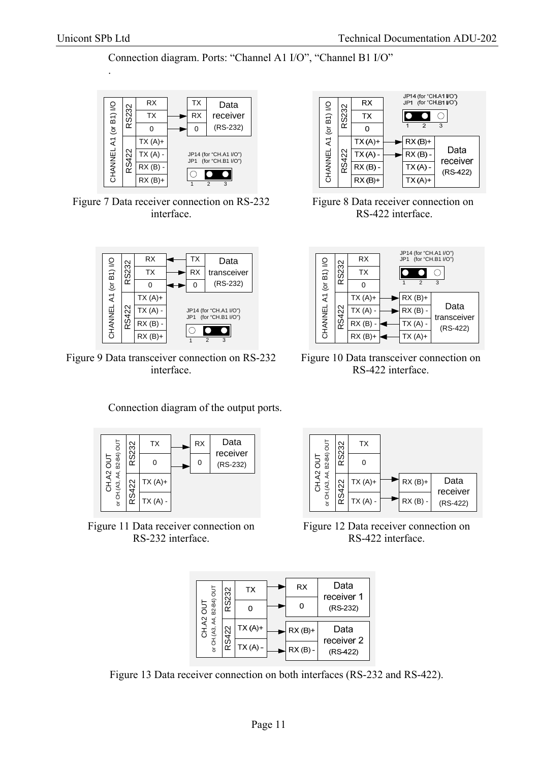Connection diagram. Ports: "Channel A1 I/O", "Channel B1 I/O"

.

Figure 7 Data receiver connection on RS-232 interface.

Figure 8 Data receiver connection on RS-422 interface.

Figure 9 Data transceiver connection on RS-232 interface.

Figure 10 Data transceiver connection on RS-422 interface.

Connection diagram of the output ports.

Figure 11 Data receiver connection on RS-232 interface.

Figure 12 Data receiver connection on RS-422 interface.

Figure 13 Data receiver connection on both interfaces (RS-232 and RS-422).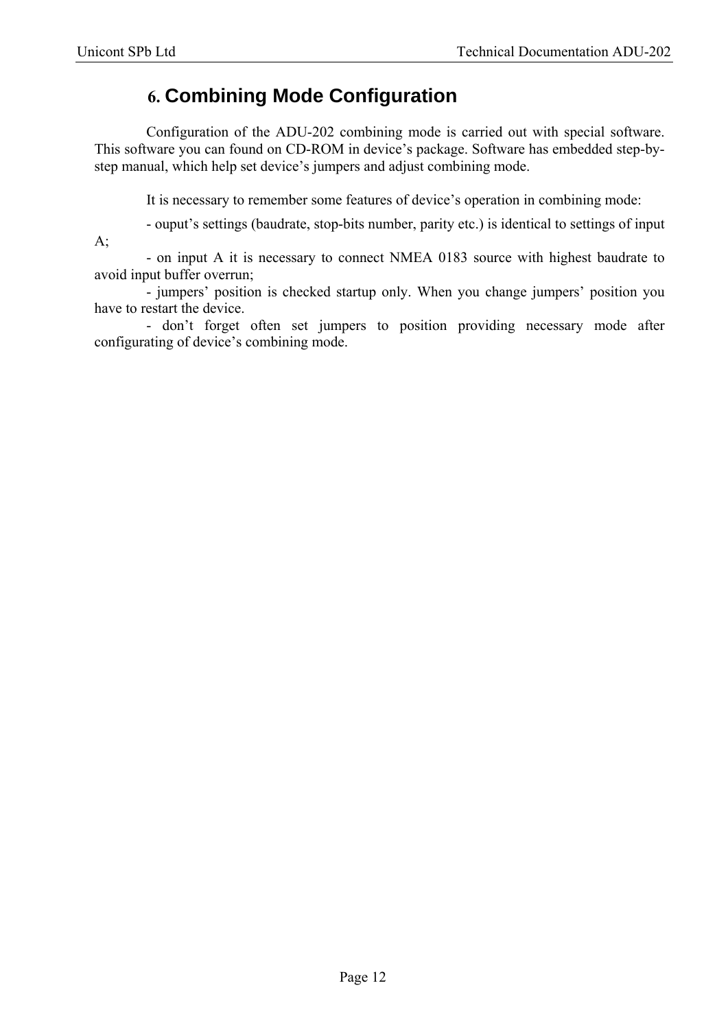# 6. Combining Mode Configuration

Configuration of the ADU-202 combining mode is carried out with special software. This software you can found on CD-ROM in device's package. Software has embedded step-by-step manual, which help set device's jumpers and adjust combining mode.

It is necessary to remember some features of device's operation in combining mode:

- ouput's settings (baudrate, stop-bits number, parity etc.) is identical to settings of input A;
- on input A it is necessary to connect NMEA 0183 source with highest baudrate to avoid input buffer overrun;
- jumpers' position is checked startup only. When you change jumpers' position you have to restart the device.
- don't forget often set jumpers to position providing necessary mode after configurating of device's combining mode.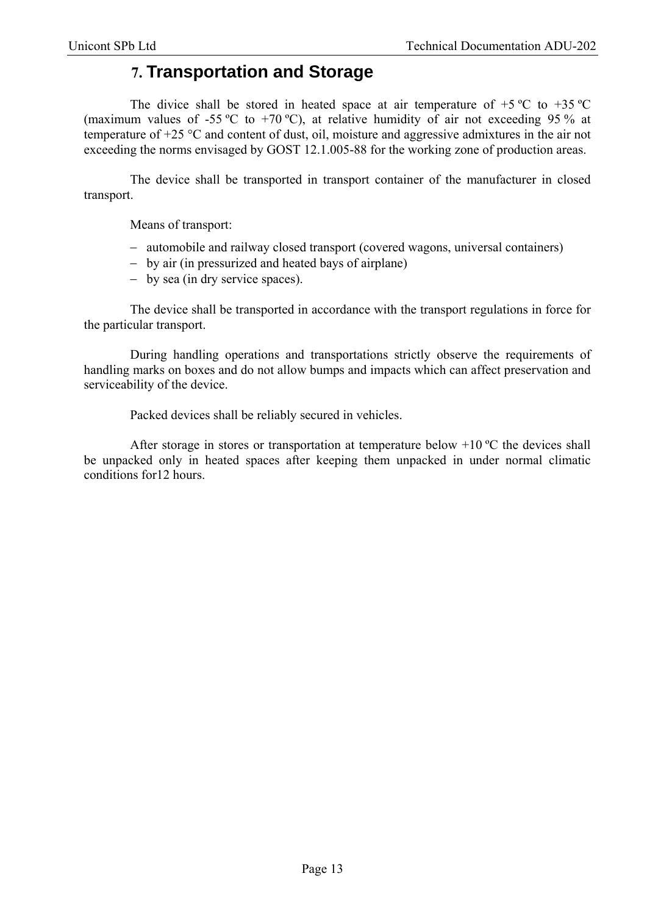# 7. Transportation and Storage

The divice shall be stored in heated space at air temperature of +5 ºC to +35 ºC (maximum values of -55 ºC to +70 ºC), at relative humidity of air not exceeding 95 % at temperature of +25 °C and content of dust, oil, moisture and aggressive admixtures in the air not exceeding the norms envisaged by GOST 12.1.005-88 for the working zone of production areas.

The device shall be transported in transport container of the manufacturer in closed transport.

Means of transport:

- automobile and railway closed transport (covered wagons, universal containers)
- by air (in pressurized and heated bays of airplane)
- by sea (in dry service spaces).

The device shall be transported in accordance with the transport regulations in force for the particular transport.

During handling operations and transportations strictly observe the requirements of handling marks on boxes and do not allow bumps and impacts which can affect preservation and serviceability of the device.

Packed devices shall be reliably secured in vehicles.

After storage in stores or transportation at temperature below +10 ºC the devices shall be unpacked only in heated spaces after keeping them unpacked in under normal climatic conditions for12 hours.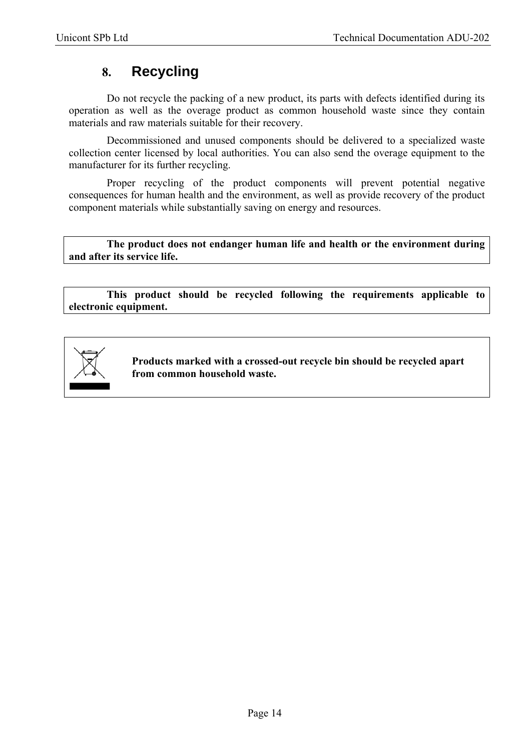## 8. Recycling

Do not recycle the packing of a new product, its parts with defects identified during its operation as well as the overage product as common household waste since they contain materials and raw materials suitable for their recovery.

Decommissioned and unused components should be delivered to a specialized waste collection center licensed by local authorities. You can also send the overage equipment to the manufacturer for its further recycling.

Proper recycling of the product components will prevent potential negative consequences for human health and the environment, as well as provide recovery of the product component materials while substantially saving on energy and resources.

**The product does not endanger human life and health or the environment during and after its service life.**

**This product should be recycled following the requirements applicable to electronic equipment.**

**Products marked with a crossed-out recycle bin should be recycled apart from common household waste.**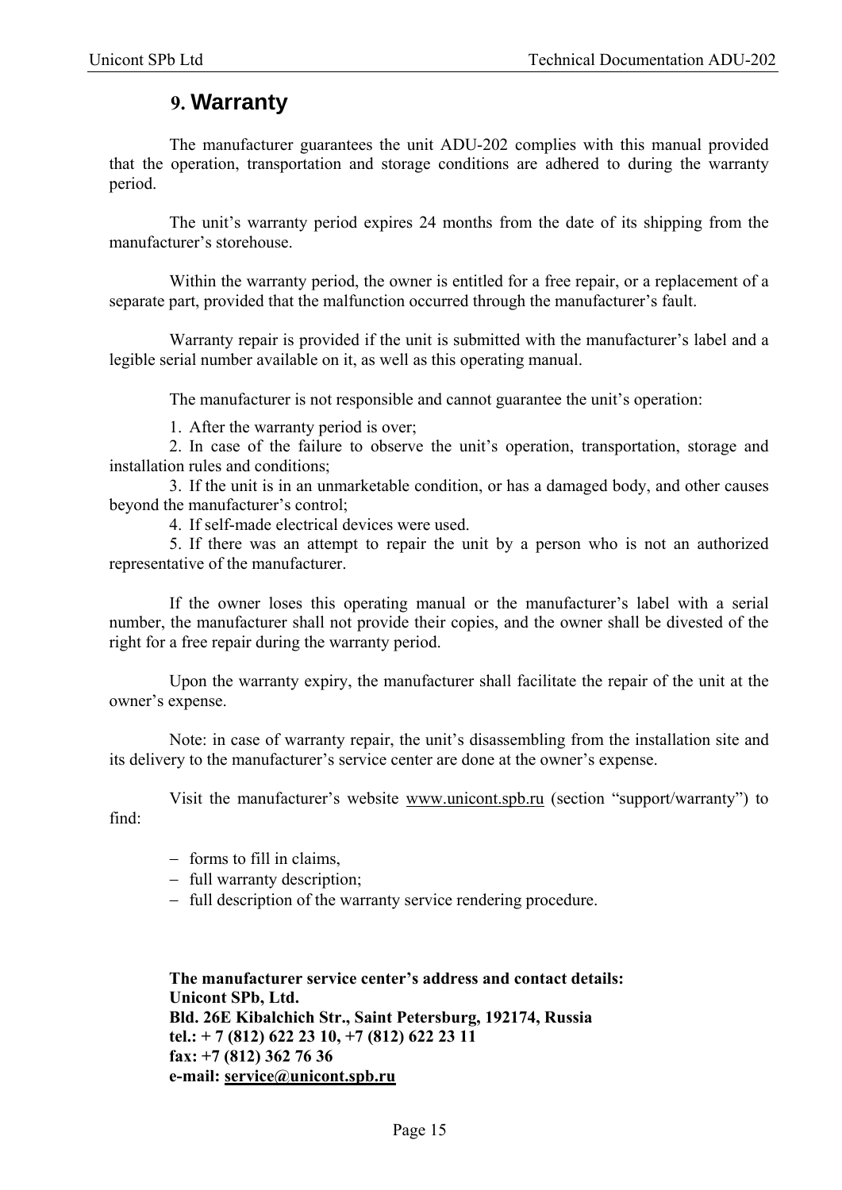# 9. Warranty

The manufacturer guarantees the unit ADU-202 complies with this manual provided that the operation, transportation and storage conditions are adhered to during the warranty period.

The unit's warranty period expires 24 months from the date of its shipping from the manufacturer's storehouse.

Within the warranty period, the owner is entitled for a free repair, or a replacement of a separate part, provided that the malfunction occurred through the manufacturer's fault.

Warranty repair is provided if the unit is submitted with the manufacturer's label and a legible serial number available on it, as well as this operating manual.

The manufacturer is not responsible and cannot guarantee the unit's operation:

1. After the warranty period is over;
2. In case of the failure to observe the unit's operation, transportation, storage and installation rules and conditions;
3. If the unit is in an unmarketable condition, or has a damaged body, and other causes beyond the manufacturer's control;
4. If self-made electrical devices were used.
5. If there was an attempt to repair the unit by a person who is not an authorized representative of the manufacturer.

If the owner loses this operating manual or the manufacturer's label with a serial number, the manufacturer shall not provide their copies, and the owner shall be divested of the right for a free repair during the warranty period.

Upon the warranty expiry, the manufacturer shall facilitate the repair of the unit at the owner's expense.

Note: in case of warranty repair, the unit's disassembling from the installation site and its delivery to the manufacturer's service center are done at the owner's expense.

Visit the manufacturer's website www.unicont.spb.ru (section "support/warranty") to find:

- forms to fill in claims,
- full warranty description;
- full description of the warranty service rendering procedure.

**The manufacturer service center's address and contact details:**
**Unicont SPb, Ltd.**
**Bld. 26E Kibalchich Str., Saint Petersburg, 192174, Russia**
**tel.: + 7 (812) 622 23 10, +7 (812) 622 23 11**
**fax: +7 (812) 362 76 36**
**e-mail: service@unicont.spb.ru**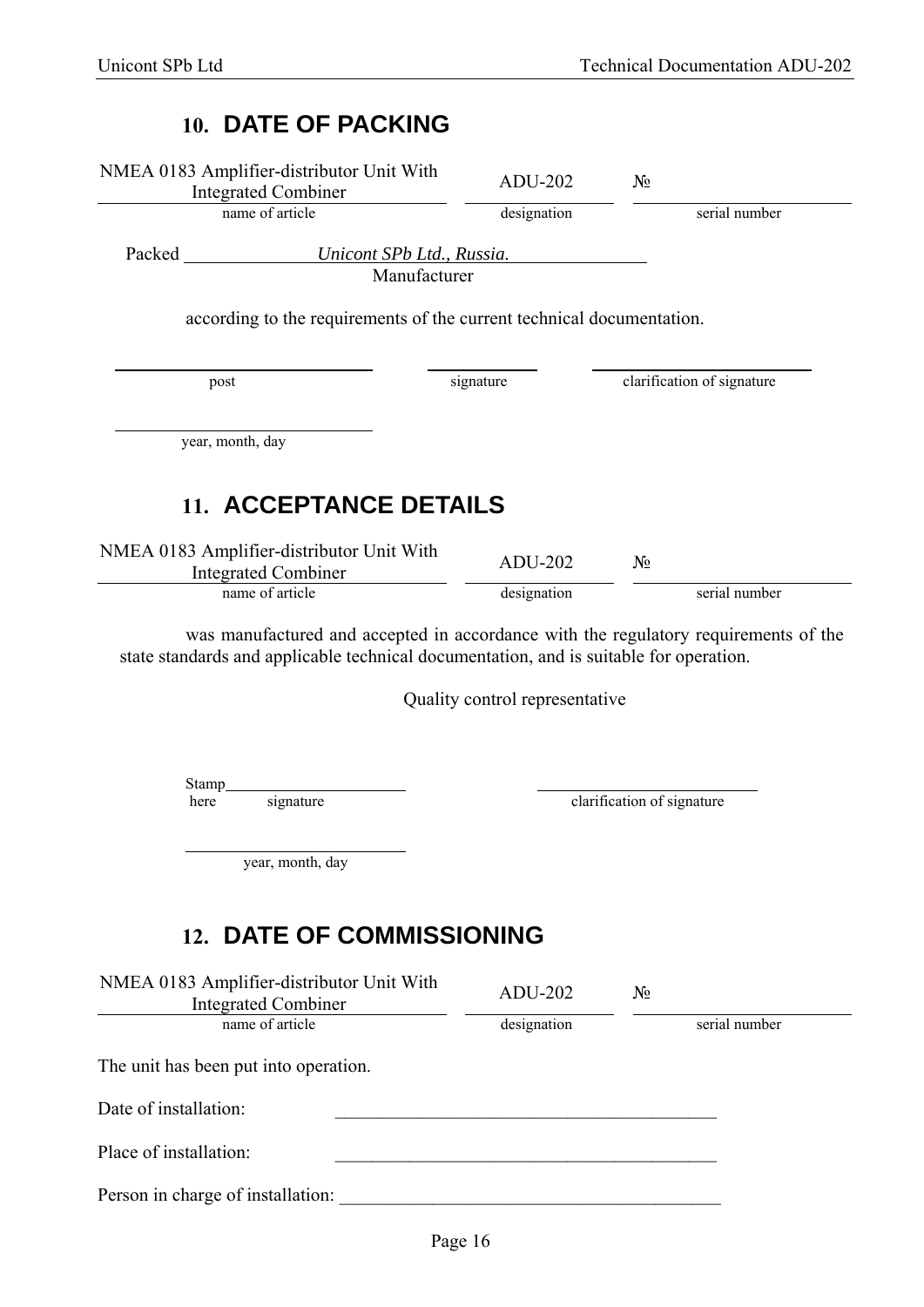## 10. DATE OF PACKING

| NMEA 0183 Amplifier-distributor Unit With Integrated Combiner | ADU-202 | № |
|---|---|---|
| name of article | designation | serial number |

Packed *Unicont SPb Ltd., Russia.*
Manufacturer

according to the requirements of the current technical documentation.

| ______________________ | ____________ | ______________________ |
|---|---|---|
| post | signature | clarification of signature |

______________________
year, month, day

## 11. ACCEPTANCE DETAILS

| NMEA 0183 Amplifier-distributor Unit With Integrated Combiner | ADU-202 | № |
|---|---|---|
| name of article | designation | serial number |

was manufactured and accepted in accordance with the regulatory requirements of the state standards and applicable technical documentation, and is suitable for operation.

Quality control representative

| Stamp here ______________________ | ______________________ |
|---|---|
| signature | clarification of signature |

______________________
year, month, day

## 12. DATE OF COMMISSIONING

| NMEA 0183 Amplifier-distributor Unit With Integrated Combiner | ADU-202 | № |
|---|---|---|
| name of article | designation | serial number |

The unit has been put into operation.

Date of installation: ________________________________________

Place of installation: ________________________________________

Person in charge of installation: ________________________________________